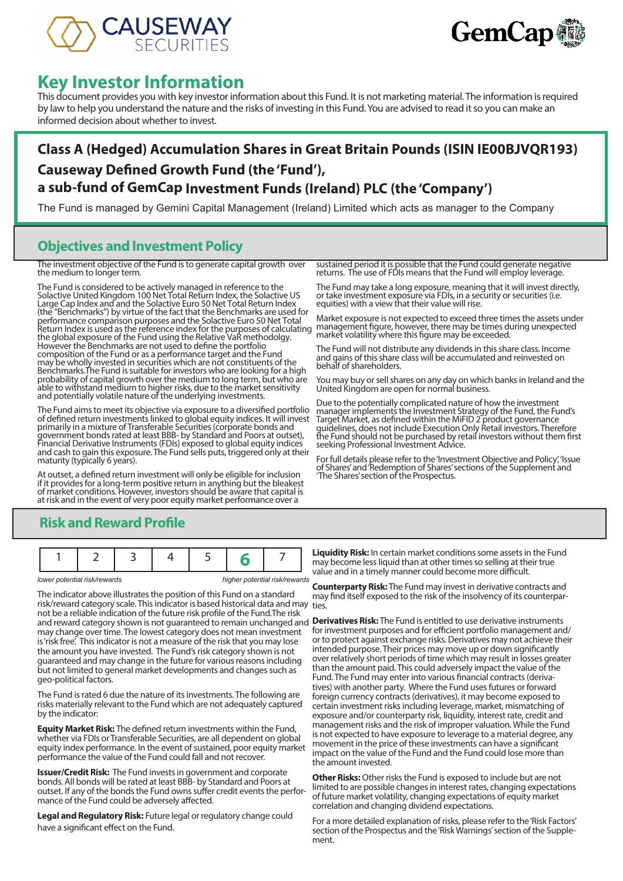# Key Investor Information

This document provides you with key investor information about this Fund. It is not marketing material. The information is required by law to help you understand the nature and the risks of investing in this Fund. You are advised to read it so you can make an informed decision about whether to invest.

## Class A (Hedged) Accumulation Shares in Great Britain Pounds (ISIN IE00BJVQR193)
## Causeway Defined Growth Fund (the 'Fund'),
## a sub-fund of GemCap Investment Funds (Ireland) PLC (the 'Company')

The Fund is managed by Gemini Capital Management (Ireland) Limited which acts as manager to the Company

## Objectives and Investment Policy

The investment objective of the Fund is to generate capital growth over the medium to longer term.

The Fund is considered to be actively managed in reference to the Solactive United Kingdom 100 Net Total Return Index, the Solactive US Large Cap Index and and the Solactive Euro 50 Net Total Return Index (the "Benchmarks") by virtue of the fact that the Benchmarks are used for performance comparison purposes and the Solactive Euro 50 Net Total Return Index is used as the reference index for the purposes of calculating the global exposure of the Fund using the Relative VaR methodology. However the Benchmarks are not used to define the portfolio composition of the Fund or as a performance target and the Fund may be wholly invested in securities which are not constituents of the Benchmarks.The Fund is suitable for investors who are looking for a high probability of capital growth over the medium to long term, but who are able to withstand medium to higher risks, due to the market sensitivity and potentially volatile nature of the underlying investments.

The Fund aims to meet its objective via exposure to a diversified portfolio of defined return investments linked to global equity indices. It will invest primarily in a mixture of Transferable Securities (corporate bonds and government bonds rated at least BBB- by Standard and Poors at outset), Financial Derivative Instruments (FDIs) exposed to global equity indices and cash to gain this exposure. The Fund sells puts, triggered only at their maturity (typically 6 years).

At outset, a defined return investment will only be eligible for inclusion if it provides for a long-term positive return in anything but the bleakest of market conditions. However, investors should be aware that capital is at risk and in the event of very poor equity market performance over a sustained period it is possible that the Fund could generate negative returns. The use of FDIs means that the Fund will employ leverage.

The Fund may take a long exposure, meaning that it will invest directly, or take investment exposure via FDIs, in a security or securities (i.e. equities) with a view that their value will rise.

Market exposure is not expected to exceed three times the assets under management figure, however, there may be times during unexpected market volatility where this figure may be exceeded.

The Fund will not distribute any dividends in this share class. Income and gains of this share class will be accumulated and reinvested on behalf of shareholders.

You may buy or sell shares on any day on which banks in Ireland and the United Kingdom are open for normal business.

Due to the potentially complicated nature of how the investment manager implements the Investment Strategy of the Fund, the Fund's Target Market, as defined within the MiFID 2 product governance guidelines, does not include Execution Only Retail investors. Therefore the Fund should not be purchased by retail investors without them first seeking Professional Investment Advice.

For full details please refer to the 'Investment Objective and Policy', 'Issue of Shares' and 'Redemption of Shares' sections of the Supplement and 'The Shares' section of the Prospectus.

## Risk and Reward Profile

| 1 | 2 | 3 | 4 | 5 | **6** | 7 |
|---|---|---|---|---|---|---|

*lower potential risk/rewards* — *higher potential risk/rewards*

The indicator above illustrates the position of this Fund on a standard risk/reward category scale. This indicator is based historical data and may not be a reliable indication of the future risk profile of the Fund.The risk and reward category shown is not guaranteed to remain unchanged and may change over time. The lowest category does not mean investment is 'risk free'. This indicator is not a measure of the risk that you may lose the amount you have invested. The Fund's risk category shown is not guaranteed and may change in the future for various reasons including but not limited to general market developments and changes such as geo-political factors.

The Fund is rated 6 due the nature of its investments. The following are risks materially relevant to the Fund which are not adequately captured by the indicator:

**Equity Market Risk:** The defined return investments within the Fund, whether via FDIs or Transferable Securities, are all dependent on global equity index performance. In the event of sustained, poor equity market performance the value of the Fund could fall and not recover.

**Issuer/Credit Risk:** The Fund invests in government and corporate bonds. All bonds will be rated at least BBB- by Standard and Poors at outset. If any of the bonds the Fund owns suffer credit events the performance of the Fund could be adversely affected.

**Legal and Regulatory Risk:** Future legal or regulatory change could have a significant effect on the Fund.

**Liquidity Risk:** In certain market conditions some assets in the Fund may become less liquid than at other times so selling at their true value and in a timely manner could become more difficult.

**Counterparty Risk:** The Fund may invest in derivative contracts and may find itself exposed to the risk of the insolvency of its counterparties.

**Derivatives Risk:** The Fund is entitled to use derivative instruments for investment purposes and for efficient portfolio management and/or to protect against exchange risks. Derivatives may not achieve their intended purpose. Their prices may move up or down significantly over relatively short periods of time which may result in losses greater than the amount paid. This could adversely impact the value of the Fund. The Fund may enter into various financial contracts (derivatives) with another party. Where the Fund uses futures or forward foreign currency contracts (derivatives), it may become exposed to certain investment risks including leverage, market, mismatching of exposure and/or counterparty risk, liquidity, interest rate, credit and management risks and the risk of improper valuation. While the Fund is not expected to have exposure to leverage to a material degree, any movement in the price of these investments can have a significant impact on the value of the Fund and the Fund could lose more than the amount invested.

**Other Risks:** Other risks the Fund is exposed to include but are not limited to are possible changes in interest rates, changing expectations of future market volatility, changing expectations of equity market correlation and changing dividend expectations.

For a more detailed explanation of risks, please refer to the 'Risk Factors' section of the Prospectus and the 'Risk Warnings' section of the Supplement.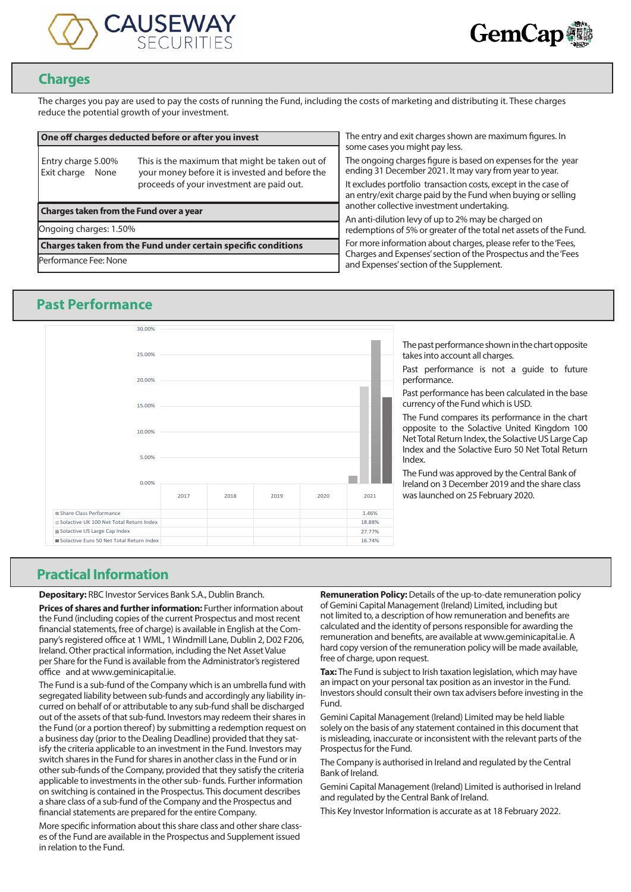## Charges

The charges you pay are used to pay the costs of running the Fund, including the costs of marketing and distributing it. These charges reduce the potential growth of your investment.

| One off charges deducted before or after you invest | |
|---|---|
| Entry charge 5.00%<br>Exit charge None | This is the maximum that might be taken out of your money before it is invested and before the proceeds of your investment are paid out. |
| **Charges taken from the Fund over a year** | |
| Ongoing charges: 1.50% | |
| **Charges taken from the Fund under certain specific conditions** | |
| Performance Fee: None | |

The entry and exit charges shown are maximum figures. In some cases you might pay less.

The ongoing charges figure is based on expenses for the year ending 31 December 2021. It may vary from year to year.

It excludes portfolio transaction costs, except in the case of an entry/exit charge paid by the Fund when buying or selling another collective investment undertaking.

An anti-dilution levy of up to 2% may be charged on redemptions of 5% or greater of the total net assets of the Fund.

For more information about charges, please refer to the 'Fees, Charges and Expenses' section of the Prospectus and the 'Fees and Expenses' section of the Supplement.

## Past Performance

30.00%
25.00%
20.00%
15.00%
10.00%
5.00%
0.00%

2017 2018 2019 2020 2021

Share Class Performance 1.46%
Solactive UK 100 Net Total Return Index 18.88%
Solactive US Large Cap Index 27.77%
Solactive Euro 50 Net Total Return Index 16.74%

The past performance shown in the chart opposite takes into account all charges.

Past performance is not a guide to future performance.

Past performance has been calculated in the base currency of the Fund which is USD.

The Fund compares its performance in the chart opposite to the Solactive United Kingdom 100 Net Total Return Index, the Solactive US Large Cap Index and the Solactive Euro 50 Net Total Return Index.

The Fund was approved by the Central Bank of Ireland on 3 December 2019 and the share class was launched on 25 February 2020.

## Practical Information

**Depositary:** RBC Investor Services Bank S.A., Dublin Branch.

**Prices of shares and further information:** Further information about the Fund (including copies of the current Prospectus and most recent financial statements, free of charge) is available in English at the Company's registered office at 1 WML, 1 Windmill Lane, Dublin 2, D02 F206, Ireland. Other practical information, including the Net Asset Value per Share for the Fund is available from the Administrator's registered office and at www.geminicapital.ie.

The Fund is a sub-fund of the Company which is an umbrella fund with segregated liability between sub-funds and accordingly any liability incurred on behalf of or attributable to any sub-fund shall be discharged out of the assets of that sub-fund. Investors may redeem their shares in the Fund (or a portion thereof) by submitting a redemption request on a business day (prior to the Dealing Deadline) provided that they satisfy the criteria applicable to an investment in the Fund. Investors may switch shares in the Fund for shares in another class in the Fund or in other sub-funds of the Company, provided that they satisfy the criteria applicable to investments in the other sub- funds. Further information on switching is contained in the Prospectus. This document describes a share class of a sub-fund of the Company and the Prospectus and financial statements are prepared for the entire Company.

More specific information about this share class and other share classes of the Fund are available in the Prospectus and Supplement issued in relation to the Fund.

**Remuneration Policy:** Details of the up-to-date remuneration policy of Gemini Capital Management (Ireland) Limited, including but not limited to, a description of how remuneration and benefits are calculated and the identity of persons responsible for awarding the remuneration and benefits, are available at www.geminicapital.ie. A hard copy version of the remuneration policy will be made available, free of charge, upon request.

**Tax:** The Fund is subject to Irish taxation legislation, which may have an impact on your personal tax position as an investor in the Fund. Investors should consult their own tax advisers before investing in the Fund.

Gemini Capital Management (Ireland) Limited may be held liable solely on the basis of any statement contained in this document that is misleading, inaccurate or inconsistent with the relevant parts of the Prospectus for the Fund.

The Company is authorised in Ireland and regulated by the Central Bank of Ireland.

Gemini Capital Management (Ireland) Limited is authorised in Ireland and regulated by the Central Bank of Ireland.

This Key Investor Information is accurate as at 18 February 2022.